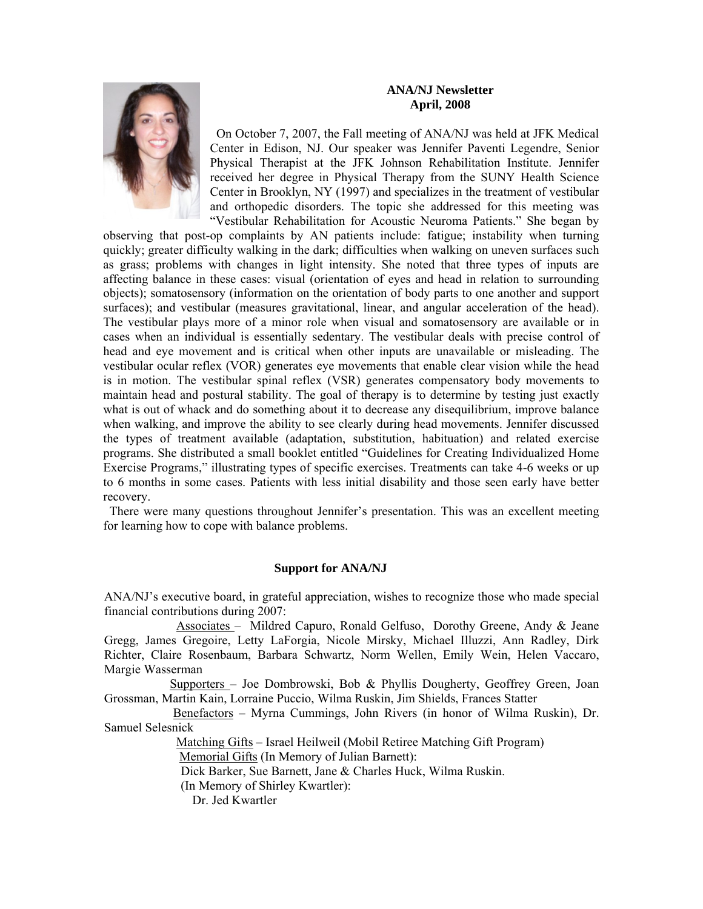**ANA/NJ Newsletter**
**April, 2008**

On October 7, 2007, the Fall meeting of ANA/NJ was held at JFK Medical Center in Edison, NJ. Our speaker was Jennifer Paventi Legendre, Senior Physical Therapist at the JFK Johnson Rehabilitation Institute. Jennifer received her degree in Physical Therapy from the SUNY Health Science Center in Brooklyn, NY (1997) and specializes in the treatment of vestibular and orthopedic disorders. The topic she addressed for this meeting was "Vestibular Rehabilitation for Acoustic Neuroma Patients." She began by observing that post-op complaints by AN patients include: fatigue; instability when turning quickly; greater difficulty walking in the dark; difficulties when walking on uneven surfaces such as grass; problems with changes in light intensity. She noted that three types of inputs are affecting balance in these cases: visual (orientation of eyes and head in relation to surrounding objects); somatosensory (information on the orientation of body parts to one another and support surfaces); and vestibular (measures gravitational, linear, and angular acceleration of the head). The vestibular plays more of a minor role when visual and somatosensory are available or in cases when an individual is essentially sedentary. The vestibular deals with precise control of head and eye movement and is critical when other inputs are unavailable or misleading. The vestibular ocular reflex (VOR) generates eye movements that enable clear vision while the head is in motion. The vestibular spinal reflex (VSR) generates compensatory body movements to maintain head and postural stability. The goal of therapy is to determine by testing just exactly what is out of whack and do something about it to decrease any disequilibrium, improve balance when walking, and improve the ability to see clearly during head movements. Jennifer discussed the types of treatment available (adaptation, substitution, habituation) and related exercise programs. She distributed a small booklet entitled "Guidelines for Creating Individualized Home Exercise Programs," illustrating types of specific exercises. Treatments can take 4-6 weeks or up to 6 months in some cases. Patients with less initial disability and those seen early have better recovery.

There were many questions throughout Jennifer's presentation. This was an excellent meeting for learning how to cope with balance problems.

**Support for ANA/NJ**

ANA/NJ's executive board, in grateful appreciation, wishes to recognize those who made special financial contributions during 2007:

Associates – Mildred Capuro, Ronald Gelfuso, Dorothy Greene, Andy & Jeane Gregg, James Gregoire, Letty LaForgia, Nicole Mirsky, Michael Illuzzi, Ann Radley, Dirk Richter, Claire Rosenbaum, Barbara Schwartz, Norm Wellen, Emily Wein, Helen Vaccaro, Margie Wasserman

Supporters – Joe Dombrowski, Bob & Phyllis Dougherty, Geoffrey Green, Joan Grossman, Martin Kain, Lorraine Puccio, Wilma Ruskin, Jim Shields, Frances Statter

Benefactors – Myrna Cummings, John Rivers (in honor of Wilma Ruskin), Dr. Samuel Selesnick

Matching Gifts – Israel Heilweil (Mobil Retiree Matching Gift Program)

Memorial Gifts (In Memory of Julian Barnett):
Dick Barker, Sue Barnett, Jane & Charles Huck, Wilma Ruskin.
(In Memory of Shirley Kwartler):
Dr. Jed Kwartler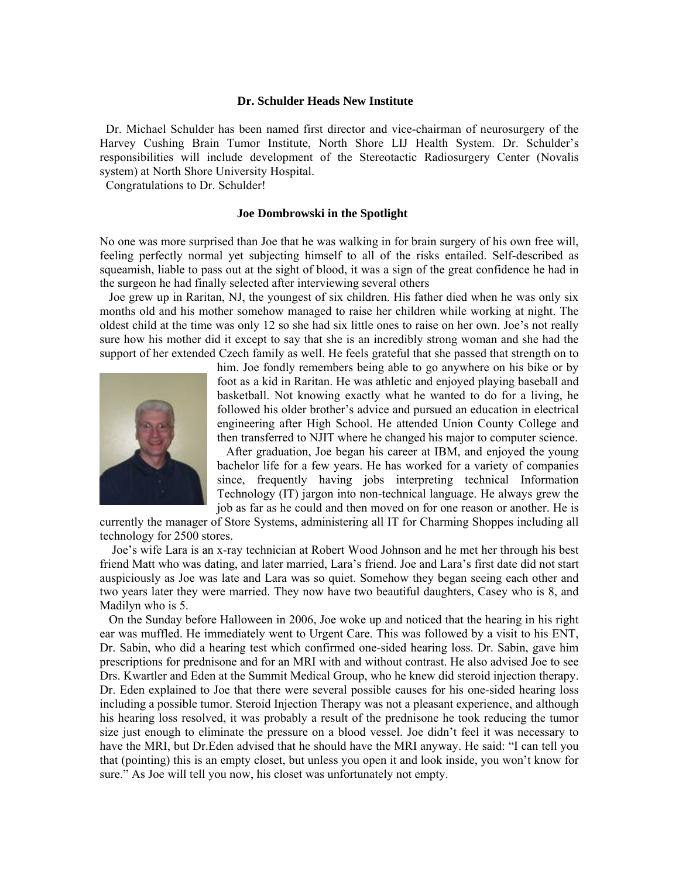## Dr. Schulder Heads New Institute

Dr. Michael Schulder has been named first director and vice-chairman of neurosurgery of the Harvey Cushing Brain Tumor Institute, North Shore LIJ Health System. Dr. Schulder's responsibilities will include development of the Stereotactic Radiosurgery Center (Novalis system) at North Shore University Hospital.

Congratulations to Dr. Schulder!

## Joe Dombrowski in the Spotlight

No one was more surprised than Joe that he was walking in for brain surgery of his own free will, feeling perfectly normal yet subjecting himself to all of the risks entailed. Self-described as squeamish, liable to pass out at the sight of blood, it was a sign of the great confidence he had in the surgeon he had finally selected after interviewing several others

Joe grew up in Raritan, NJ, the youngest of six children. His father died when he was only six months old and his mother somehow managed to raise her children while working at night. The oldest child at the time was only 12 so she had six little ones to raise on her own. Joe's not really sure how his mother did it except to say that she is an incredibly strong woman and she had the support of her extended Czech family as well. He feels grateful that she passed that strength on to him. Joe fondly remembers being able to go anywhere on his bike or by foot as a kid in Raritan. He was athletic and enjoyed playing baseball and basketball. Not knowing exactly what he wanted to do for a living, he followed his older brother's advice and pursued an education in electrical engineering after High School. He attended Union County College and then transferred to NJIT where he changed his major to computer science.

After graduation, Joe began his career at IBM, and enjoyed the young bachelor life for a few years. He has worked for a variety of companies since, frequently having jobs interpreting technical Information Technology (IT) jargon into non-technical language. He always grew the job as far as he could and then moved on for one reason or another. He is currently the manager of Store Systems, administering all IT for Charming Shoppes including all technology for 2500 stores.

Joe's wife Lara is an x-ray technician at Robert Wood Johnson and he met her through his best friend Matt who was dating, and later married, Lara's friend. Joe and Lara's first date did not start auspiciously as Joe was late and Lara was so quiet. Somehow they began seeing each other and two years later they were married. They now have two beautiful daughters, Casey who is 8, and Madilyn who is 5.

On the Sunday before Halloween in 2006, Joe woke up and noticed that the hearing in his right ear was muffled. He immediately went to Urgent Care. This was followed by a visit to his ENT, Dr. Sabin, who did a hearing test which confirmed one-sided hearing loss. Dr. Sabin, gave him prescriptions for prednisone and for an MRI with and without contrast. He also advised Joe to see Drs. Kwartler and Eden at the Summit Medical Group, who he knew did steroid injection therapy. Dr. Eden explained to Joe that there were several possible causes for his one-sided hearing loss including a possible tumor. Steroid Injection Therapy was not a pleasant experience, and although his hearing loss resolved, it was probably a result of the prednisone he took reducing the tumor size just enough to eliminate the pressure on a blood vessel. Joe didn't feel it was necessary to have the MRI, but Dr.Eden advised that he should have the MRI anyway. He said: "I can tell you that (pointing) this is an empty closet, but unless you open it and look inside, you won't know for sure." As Joe will tell you now, his closet was unfortunately not empty.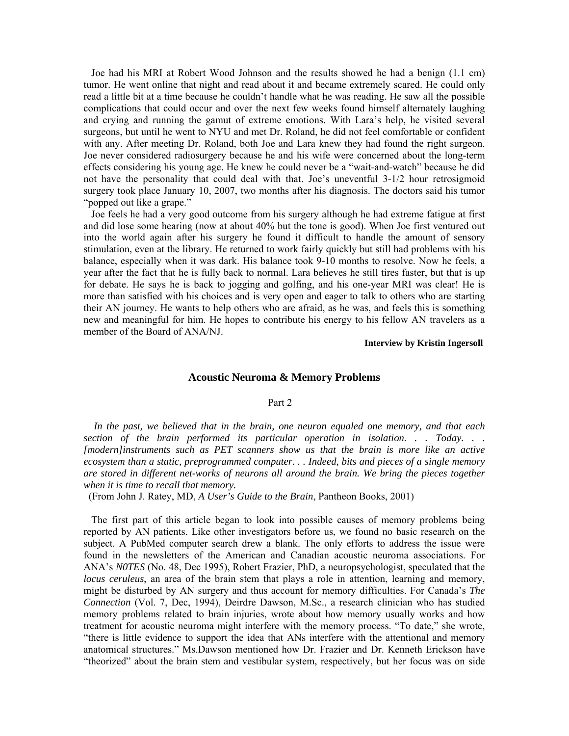Joe had his MRI at Robert Wood Johnson and the results showed he had a benign (1.1 cm) tumor. He went online that night and read about it and became extremely scared. He could only read a little bit at a time because he couldn't handle what he was reading. He saw all the possible complications that could occur and over the next few weeks found himself alternately laughing and crying and running the gamut of extreme emotions. With Lara's help, he visited several surgeons, but until he went to NYU and met Dr. Roland, he did not feel comfortable or confident with any. After meeting Dr. Roland, both Joe and Lara knew they had found the right surgeon. Joe never considered radiosurgery because he and his wife were concerned about the long-term effects considering his young age. He knew he could never be a "wait-and-watch" because he did not have the personality that could deal with that. Joe's uneventful 3-1/2 hour retrosigmoid surgery took place January 10, 2007, two months after his diagnosis. The doctors said his tumor "popped out like a grape."

Joe feels he had a very good outcome from his surgery although he had extreme fatigue at first and did lose some hearing (now at about 40% but the tone is good). When Joe first ventured out into the world again after his surgery he found it difficult to handle the amount of sensory stimulation, even at the library. He returned to work fairly quickly but still had problems with his balance, especially when it was dark. His balance took 9-10 months to resolve. Now he feels, a year after the fact that he is fully back to normal. Lara believes he still tires faster, but that is up for debate. He says he is back to jogging and golfing, and his one-year MRI was clear! He is more than satisfied with his choices and is very open and eager to talk to others who are starting their AN journey. He wants to help others who are afraid, as he was, and feels this is something new and meaningful for him. He hopes to contribute his energy to his fellow AN travelers as a member of the Board of ANA/NJ.

**Interview by Kristin Ingersoll**

## Acoustic Neuroma & Memory Problems

Part 2

*In the past, we believed that in the brain, one neuron equaled one memory, and that each section of the brain performed its particular operation in isolation. . . Today. . . [modern]instruments such as PET scanners show us that the brain is more like an active ecosystem than a static, preprogrammed computer. . . Indeed, bits and pieces of a single memory are stored in different net-works of neurons all around the brain. We bring the pieces together when it is time to recall that memory.*

(From John J. Ratey, MD, *A User's Guide to the Brain*, Pantheon Books, 2001)

The first part of this article began to look into possible causes of memory problems being reported by AN patients. Like other investigators before us, we found no basic research on the subject. A PubMed computer search drew a blank. The only efforts to address the issue were found in the newsletters of the American and Canadian acoustic neuroma associations. For ANA's *N0TES* (No. 48, Dec 1995), Robert Frazier, PhD, a neuropsychologist, speculated that the *locus ceruleus*, an area of the brain stem that plays a role in attention, learning and memory, might be disturbed by AN surgery and thus account for memory difficulties. For Canada's *The Connection* (Vol. 7, Dec, 1994), Deirdre Dawson, M.Sc., a research clinician who has studied memory problems related to brain injuries, wrote about how memory usually works and how treatment for acoustic neuroma might interfere with the memory process. "To date," she wrote, "there is little evidence to support the idea that ANs interfere with the attentional and memory anatomical structures." Ms.Dawson mentioned how Dr. Frazier and Dr. Kenneth Erickson have "theorized" about the brain stem and vestibular system, respectively, but her focus was on side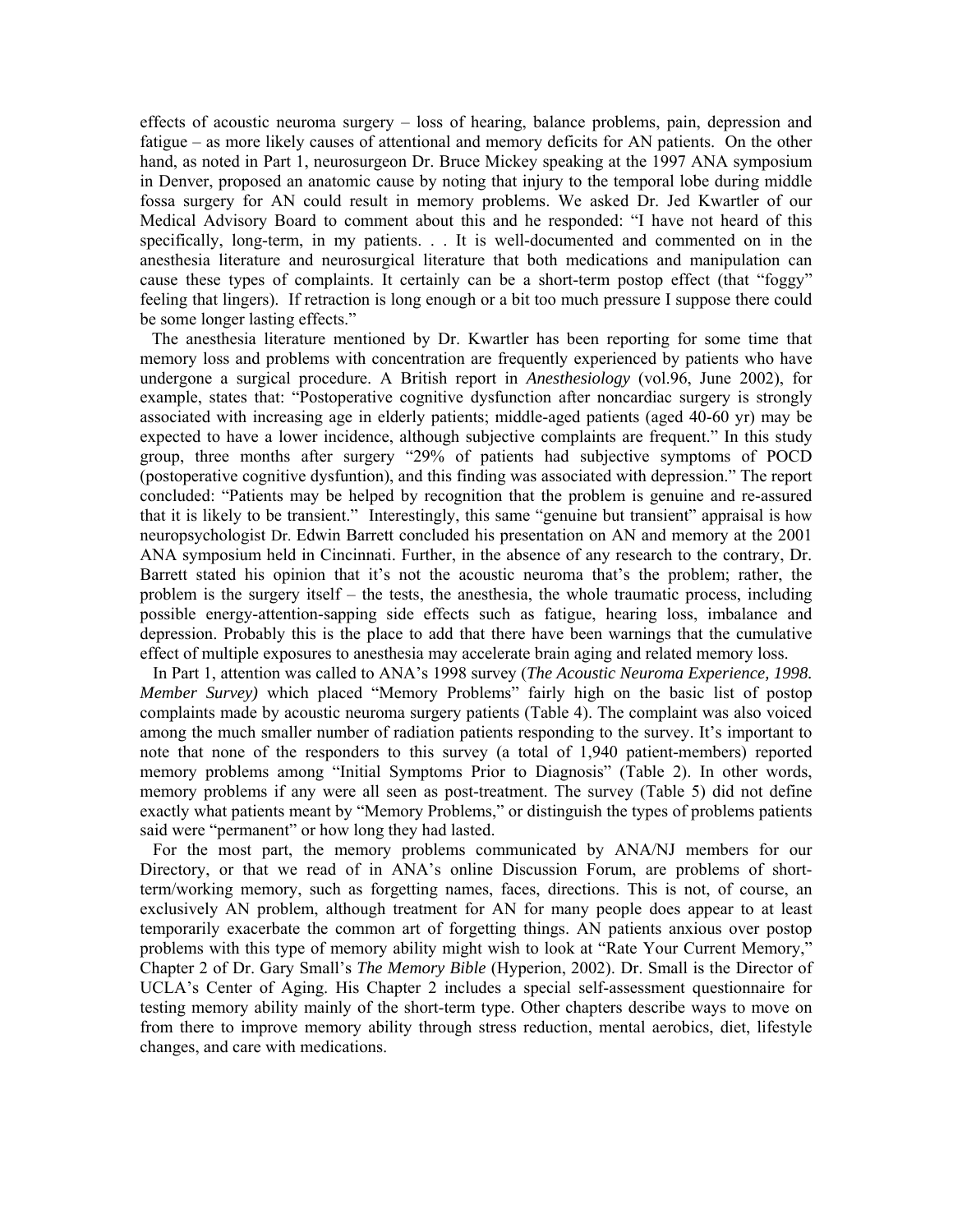effects of acoustic neuroma surgery – loss of hearing, balance problems, pain, depression and fatigue – as more likely causes of attentional and memory deficits for AN patients. On the other hand, as noted in Part 1, neurosurgeon Dr. Bruce Mickey speaking at the 1997 ANA symposium in Denver, proposed an anatomic cause by noting that injury to the temporal lobe during middle fossa surgery for AN could result in memory problems. We asked Dr. Jed Kwartler of our Medical Advisory Board to comment about this and he responded: "I have not heard of this specifically, long-term, in my patients. . . It is well-documented and commented on in the anesthesia literature and neurosurgical literature that both medications and manipulation can cause these types of complaints. It certainly can be a short-term postop effect (that "foggy" feeling that lingers). If retraction is long enough or a bit too much pressure I suppose there could be some longer lasting effects."

The anesthesia literature mentioned by Dr. Kwartler has been reporting for some time that memory loss and problems with concentration are frequently experienced by patients who have undergone a surgical procedure. A British report in *Anesthesiology* (vol.96, June 2002), for example, states that: "Postoperative cognitive dysfunction after noncardiac surgery is strongly associated with increasing age in elderly patients; middle-aged patients (aged 40-60 yr) may be expected to have a lower incidence, although subjective complaints are frequent." In this study group, three months after surgery "29% of patients had subjective symptoms of POCD (postoperative cognitive dysfuntion), and this finding was associated with depression." The report concluded: "Patients may be helped by recognition that the problem is genuine and re-assured that it is likely to be transient." Interestingly, this same "genuine but transient" appraisal is how neuropsychologist Dr. Edwin Barrett concluded his presentation on AN and memory at the 2001 ANA symposium held in Cincinnati. Further, in the absence of any research to the contrary, Dr. Barrett stated his opinion that it's not the acoustic neuroma that's the problem; rather, the problem is the surgery itself – the tests, the anesthesia, the whole traumatic process, including possible energy-attention-sapping side effects such as fatigue, hearing loss, imbalance and depression. Probably this is the place to add that there have been warnings that the cumulative effect of multiple exposures to anesthesia may accelerate brain aging and related memory loss.

In Part 1, attention was called to ANA's 1998 survey (*The Acoustic Neuroma Experience, 1998. Member Survey)* which placed "Memory Problems" fairly high on the basic list of postop complaints made by acoustic neuroma surgery patients (Table 4). The complaint was also voiced among the much smaller number of radiation patients responding to the survey. It's important to note that none of the responders to this survey (a total of 1,940 patient-members) reported memory problems among "Initial Symptoms Prior to Diagnosis" (Table 2). In other words, memory problems if any were all seen as post-treatment. The survey (Table 5) did not define exactly what patients meant by "Memory Problems," or distinguish the types of problems patients said were "permanent" or how long they had lasted.

For the most part, the memory problems communicated by ANA/NJ members for our Directory, or that we read of in ANA's online Discussion Forum, are problems of short-term/working memory, such as forgetting names, faces, directions. This is not, of course, an exclusively AN problem, although treatment for AN for many people does appear to at least temporarily exacerbate the common art of forgetting things. AN patients anxious over postop problems with this type of memory ability might wish to look at "Rate Your Current Memory," Chapter 2 of Dr. Gary Small's *The Memory Bible* (Hyperion, 2002). Dr. Small is the Director of UCLA's Center of Aging. His Chapter 2 includes a special self-assessment questionnaire for testing memory ability mainly of the short-term type. Other chapters describe ways to move on from there to improve memory ability through stress reduction, mental aerobics, diet, lifestyle changes, and care with medications.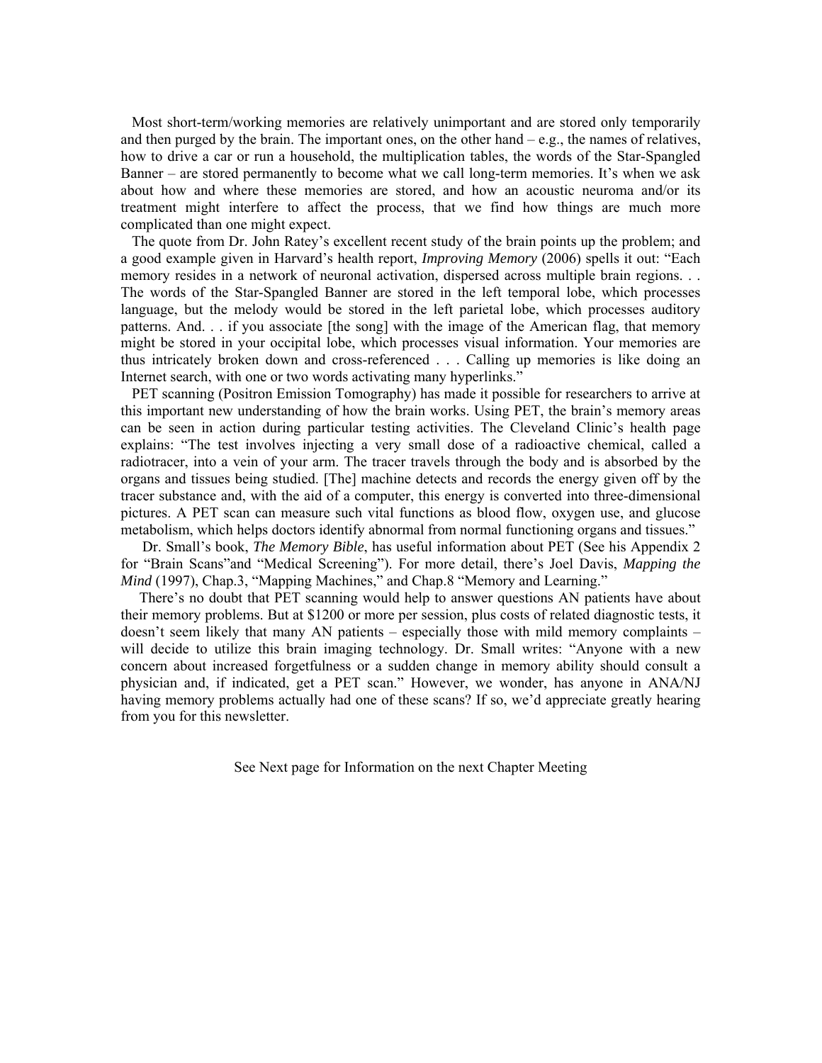Most short-term/working memories are relatively unimportant and are stored only temporarily and then purged by the brain. The important ones, on the other hand – e.g., the names of relatives, how to drive a car or run a household, the multiplication tables, the words of the Star-Spangled Banner – are stored permanently to become what we call long-term memories. It's when we ask about how and where these memories are stored, and how an acoustic neuroma and/or its treatment might interfere to affect the process, that we find how things are much more complicated than one might expect.

The quote from Dr. John Ratey's excellent recent study of the brain points up the problem; and a good example given in Harvard's health report, *Improving Memory* (2006) spells it out: "Each memory resides in a network of neuronal activation, dispersed across multiple brain regions. . . The words of the Star-Spangled Banner are stored in the left temporal lobe, which processes language, but the melody would be stored in the left parietal lobe, which processes auditory patterns. And. . . if you associate [the song] with the image of the American flag, that memory might be stored in your occipital lobe, which processes visual information. Your memories are thus intricately broken down and cross-referenced . . . Calling up memories is like doing an Internet search, with one or two words activating many hyperlinks."

PET scanning (Positron Emission Tomography) has made it possible for researchers to arrive at this important new understanding of how the brain works. Using PET, the brain's memory areas can be seen in action during particular testing activities. The Cleveland Clinic's health page explains: "The test involves injecting a very small dose of a radioactive chemical, called a radiotracer, into a vein of your arm. The tracer travels through the body and is absorbed by the organs and tissues being studied. [The] machine detects and records the energy given off by the tracer substance and, with the aid of a computer, this energy is converted into three-dimensional pictures. A PET scan can measure such vital functions as blood flow, oxygen use, and glucose metabolism, which helps doctors identify abnormal from normal functioning organs and tissues."

Dr. Small's book, *The Memory Bible*, has useful information about PET (See his Appendix 2 for "Brain Scans"and "Medical Screening"). For more detail, there's Joel Davis, *Mapping the Mind* (1997), Chap.3, "Mapping Machines," and Chap.8 "Memory and Learning."

There's no doubt that PET scanning would help to answer questions AN patients have about their memory problems. But at $1200 or more per session, plus costs of related diagnostic tests, it doesn't seem likely that many AN patients – especially those with mild memory complaints – will decide to utilize this brain imaging technology. Dr. Small writes: "Anyone with a new concern about increased forgetfulness or a sudden change in memory ability should consult a physician and, if indicated, get a PET scan." However, we wonder, has anyone in ANA/NJ having memory problems actually had one of these scans? If so, we'd appreciate greatly hearing from you for this newsletter.

See Next page for Information on the next Chapter Meeting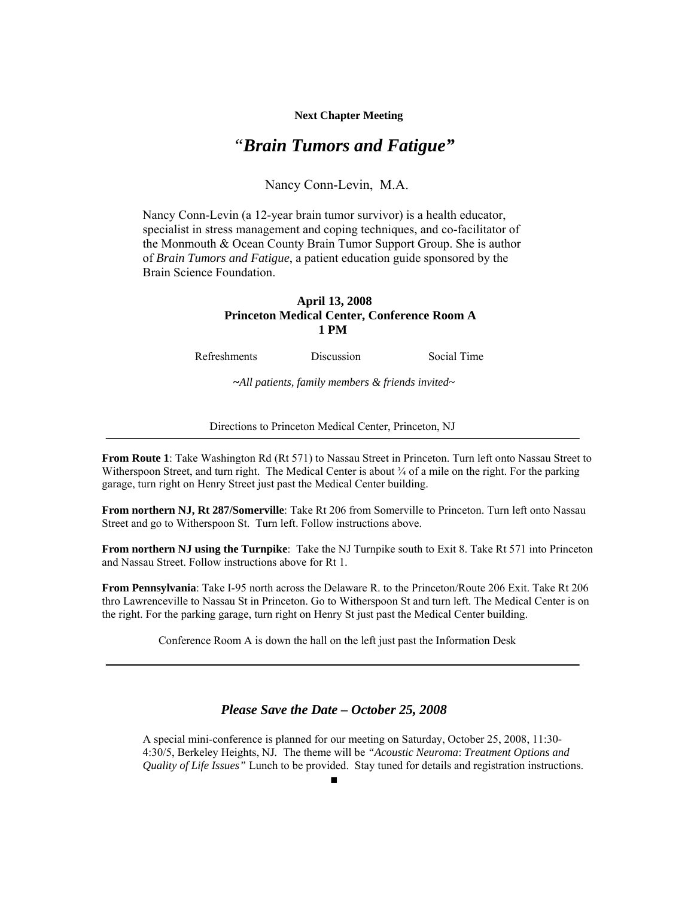**Next Chapter Meeting**

# *"Brain Tumors and Fatigue"*

Nancy Conn-Levin, M.A.

Nancy Conn-Levin (a 12-year brain tumor survivor) is a health educator, specialist in stress management and coping techniques, and co-facilitator of the Monmouth & Ocean County Brain Tumor Support Group. She is author of *Brain Tumors and Fatigue*, a patient education guide sponsored by the Brain Science Foundation.

**April 13, 2008**
**Princeton Medical Center, Conference Room A**
**1 PM**

Refreshments Discussion Social Time

*~All patients, family members & friends invited~*

Directions to Princeton Medical Center, Princeton, NJ

---

**From Route 1**: Take Washington Rd (Rt 571) to Nassau Street in Princeton. Turn left onto Nassau Street to Witherspoon Street, and turn right. The Medical Center is about ¾ of a mile on the right. For the parking garage, turn right on Henry Street just past the Medical Center building.

**From northern NJ, Rt 287/Somerville**: Take Rt 206 from Somerville to Princeton. Turn left onto Nassau Street and go to Witherspoon St. Turn left. Follow instructions above.

**From northern NJ using the Turnpike**: Take the NJ Turnpike south to Exit 8. Take Rt 571 into Princeton and Nassau Street. Follow instructions above for Rt 1.

**From Pennsylvania**: Take I-95 north across the Delaware R. to the Princeton/Route 206 Exit. Take Rt 206 thro Lawrenceville to Nassau St in Princeton. Go to Witherspoon St and turn left. The Medical Center is on the right. For the parking garage, turn right on Henry St just past the Medical Center building.

Conference Room A is down the hall on the left just past the Information Desk

---

### *Please Save the Date – October 25, 2008*

A special mini-conference is planned for our meeting on Saturday, October 25, 2008, 11:30-4:30/5, Berkeley Heights, NJ. The theme will be *"Acoustic Neuroma*: *Treatment Options and Quality of Life Issues"* Lunch to be provided. Stay tuned for details and registration instructions.

■